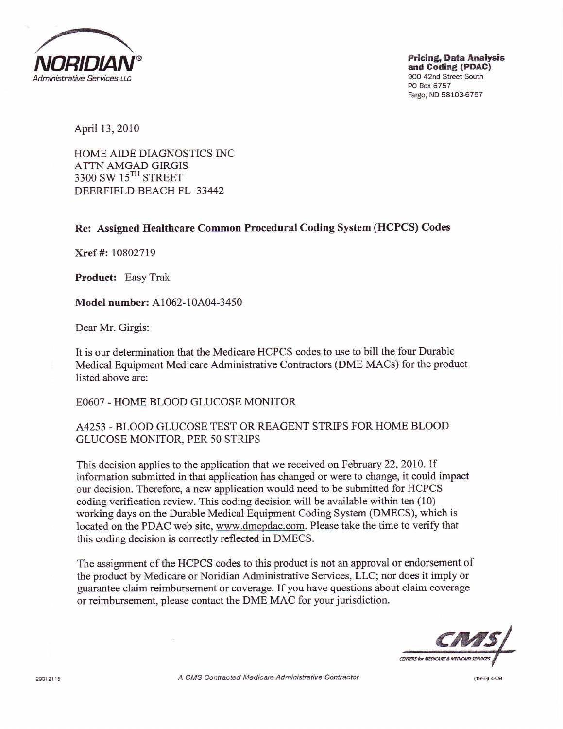**NORIDIAN®**
*Administrative Services LLC*

**Pricing, Data Analysis and Coding (PDAC)**
900 42nd Street South
PO Box 6757
Fargo, ND 58103-6757

April 13, 2010

HOME AIDE DIAGNOSTICS INC
ATTN AMGAD GIRGIS
3300 SW 15TH STREET
DEERFIELD BEACH FL 33442

**Re: Assigned Healthcare Common Procedural Coding System (HCPCS) Codes**

**Xref #:** 10802719

**Product:** Easy Trak

**Model number:** A1062-10A04-3450

Dear Mr. Girgis:

It is our determination that the Medicare HCPCS codes to use to bill the four Durable Medical Equipment Medicare Administrative Contractors (DME MACs) for the product listed above are:

E0607 - HOME BLOOD GLUCOSE MONITOR

A4253 - BLOOD GLUCOSE TEST OR REAGENT STRIPS FOR HOME BLOOD GLUCOSE MONITOR, PER 50 STRIPS

This decision applies to the application that we received on February 22, 2010. If information submitted in that application has changed or were to change, it could impact our decision. Therefore, a new application would need to be submitted for HCPCS coding verification review. This coding decision will be available within ten (10) working days on the Durable Medical Equipment Coding System (DMECS), which is located on the PDAC web site, www.dmepdac.com. Please take the time to verify that this coding decision is correctly reflected in DMECS.

The assignment of the HCPCS codes to this product is not an approval or endorsement of the product by Medicare or Noridian Administrative Services, LLC; nor does it imply or guarantee claim reimbursement or coverage. If you have questions about claim coverage or reimbursement, please contact the DME MAC for your jurisdiction.

CMS
CENTERS for MEDICARE & MEDICAID SERVICES

29312115

*A CMS Contracted Medicare Administrative Contractor*

(1993) 4-09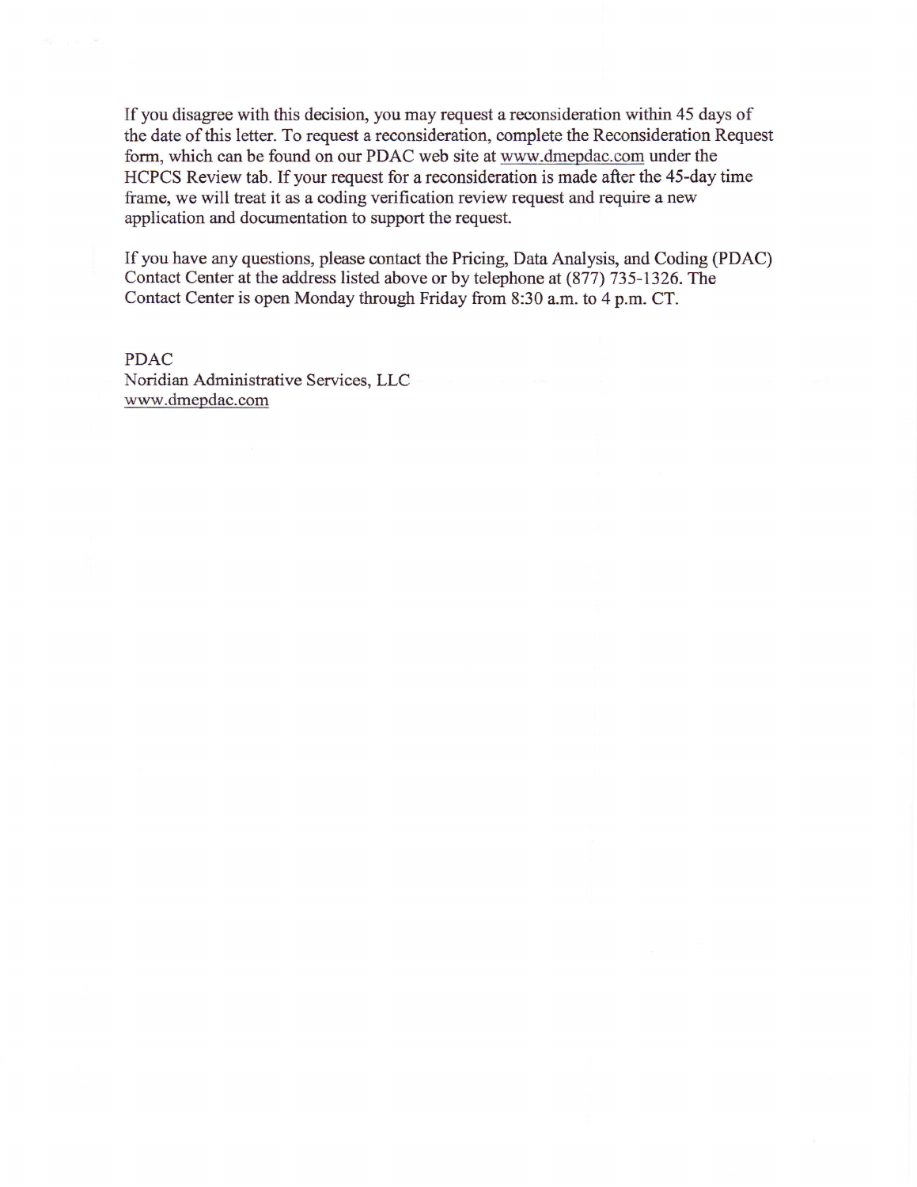If you disagree with this decision, you may request a reconsideration within 45 days of the date of this letter. To request a reconsideration, complete the Reconsideration Request form, which can be found on our PDAC web site at www.dmepdac.com under the HCPCS Review tab. If your request for a reconsideration is made after the 45-day time frame, we will treat it as a coding verification review request and require a new application and documentation to support the request.

If you have any questions, please contact the Pricing, Data Analysis, and Coding (PDAC) Contact Center at the address listed above or by telephone at (877) 735-1326. The Contact Center is open Monday through Friday from 8:30 a.m. to 4 p.m. CT.

PDAC
Noridian Administrative Services, LLC
www.dmepdac.com